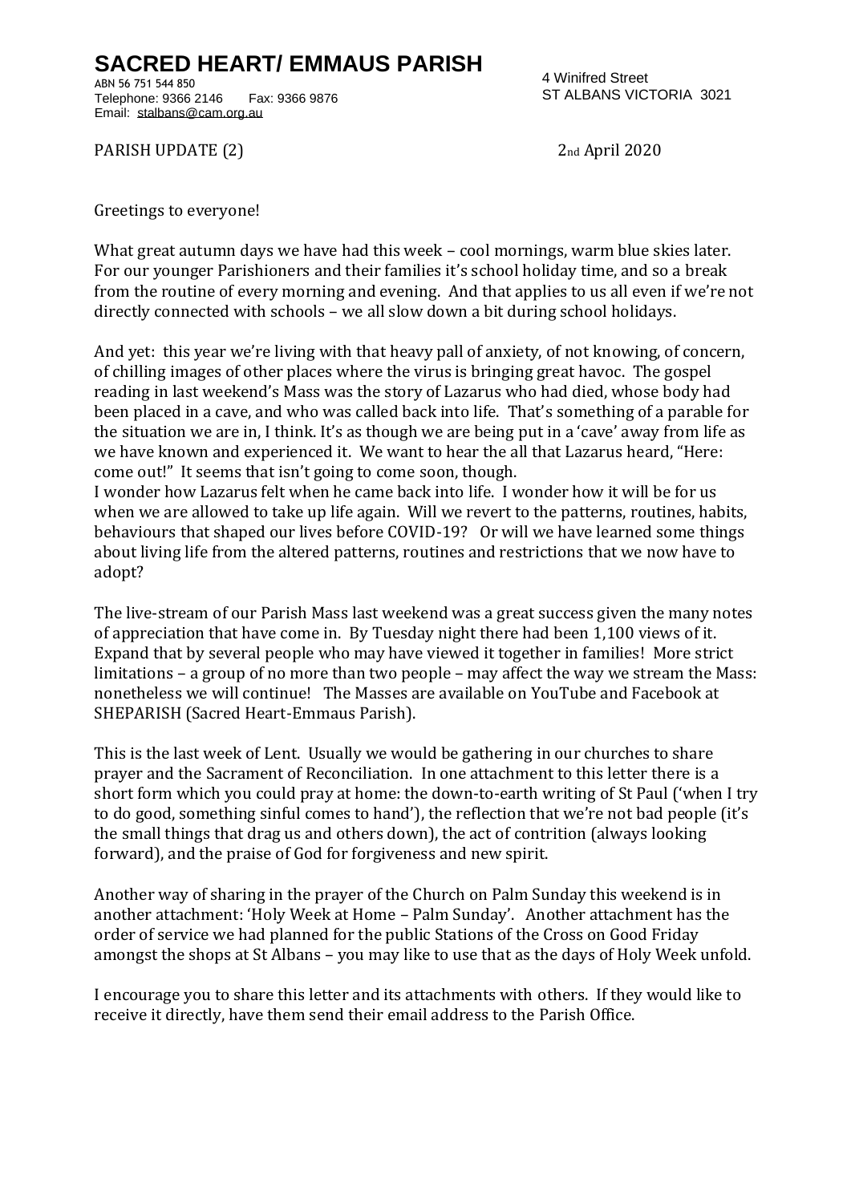# SACRED HEART/ EMMAUS PARISH

ABN 56 751 544 850
Telephone: 9366 2146 Fax: 9366 9876
Email: stalbans@cam.org.au

4 Winifred Street
ST ALBANS VICTORIA 3021

PARISH UPDATE (2) 2nd April 2020

Greetings to everyone!

What great autumn days we have had this week – cool mornings, warm blue skies later. For our younger Parishioners and their families it's school holiday time, and so a break from the routine of every morning and evening. And that applies to us all even if we're not directly connected with schools – we all slow down a bit during school holidays.

And yet: this year we're living with that heavy pall of anxiety, of not knowing, of concern, of chilling images of other places where the virus is bringing great havoc. The gospel reading in last weekend's Mass was the story of Lazarus who had died, whose body had been placed in a cave, and who was called back into life. That's something of a parable for the situation we are in, I think. It's as though we are being put in a 'cave' away from life as we have known and experienced it. We want to hear the all that Lazarus heard, "Here: come out!" It seems that isn't going to come soon, though.
I wonder how Lazarus felt when he came back into life. I wonder how it will be for us when we are allowed to take up life again. Will we revert to the patterns, routines, habits, behaviours that shaped our lives before COVID-19? Or will we have learned some things about living life from the altered patterns, routines and restrictions that we now have to adopt?

The live-stream of our Parish Mass last weekend was a great success given the many notes of appreciation that have come in. By Tuesday night there had been 1,100 views of it. Expand that by several people who may have viewed it together in families! More strict limitations – a group of no more than two people – may affect the way we stream the Mass: nonetheless we will continue! The Masses are available on YouTube and Facebook at SHEPARISH (Sacred Heart-Emmaus Parish).

This is the last week of Lent. Usually we would be gathering in our churches to share prayer and the Sacrament of Reconciliation. In one attachment to this letter there is a short form which you could pray at home: the down-to-earth writing of St Paul ('when I try to do good, something sinful comes to hand'), the reflection that we're not bad people (it's the small things that drag us and others down), the act of contrition (always looking forward), and the praise of God for forgiveness and new spirit.

Another way of sharing in the prayer of the Church on Palm Sunday this weekend is in another attachment: 'Holy Week at Home – Palm Sunday'. Another attachment has the order of service we had planned for the public Stations of the Cross on Good Friday amongst the shops at St Albans – you may like to use that as the days of Holy Week unfold.

I encourage you to share this letter and its attachments with others. If they would like to receive it directly, have them send their email address to the Parish Office.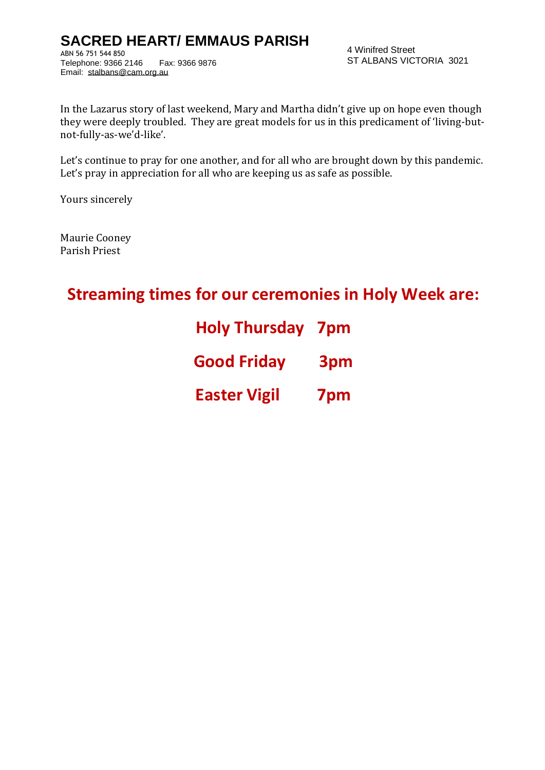**SACRED HEART/ EMMAUS PARISH**
ABN 56 751 544 850
Telephone: 9366 2146 Fax: 9366 9876
Email: stalbans@cam.org.au

4 Winifred Street
ST ALBANS VICTORIA 3021

In the Lazarus story of last weekend, Mary and Martha didn't give up on hope even though they were deeply troubled. They are great models for us in this predicament of 'living-but-not-fully-as-we'd-like'.

Let's continue to pray for one another, and for all who are brought down by this pandemic. Let's pray in appreciation for all who are keeping us as safe as possible.

Yours sincerely

Maurie Cooney
Parish Priest

## Streaming times for our ceremonies in Holy Week are:

**Holy Thursday 7pm**

**Good Friday 3pm**

**Easter Vigil 7pm**